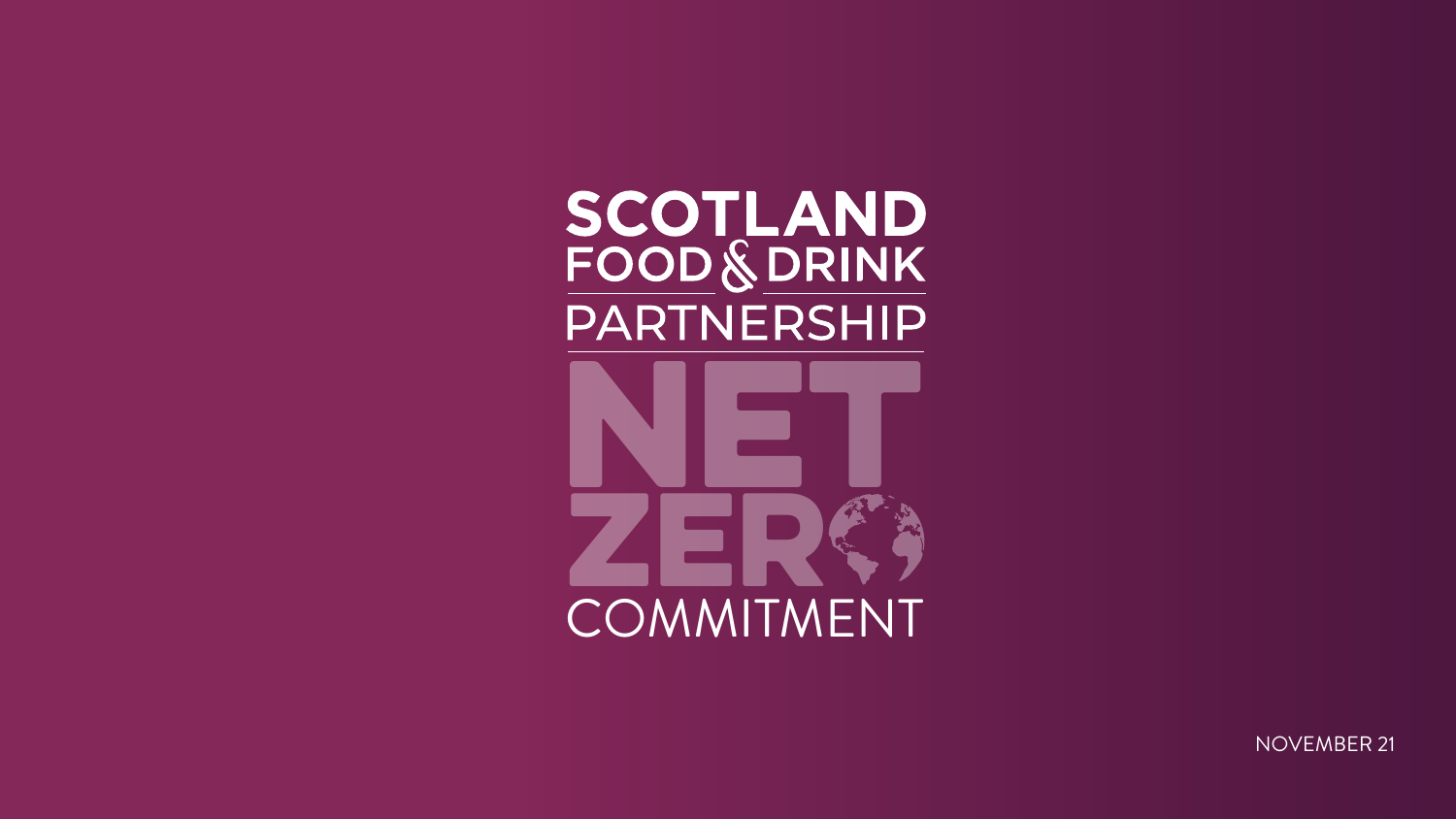# SCOTLAND FOOD & DRINK PARTNERSHIP

# NET ZERO COMMITMENT

NOVEMBER 21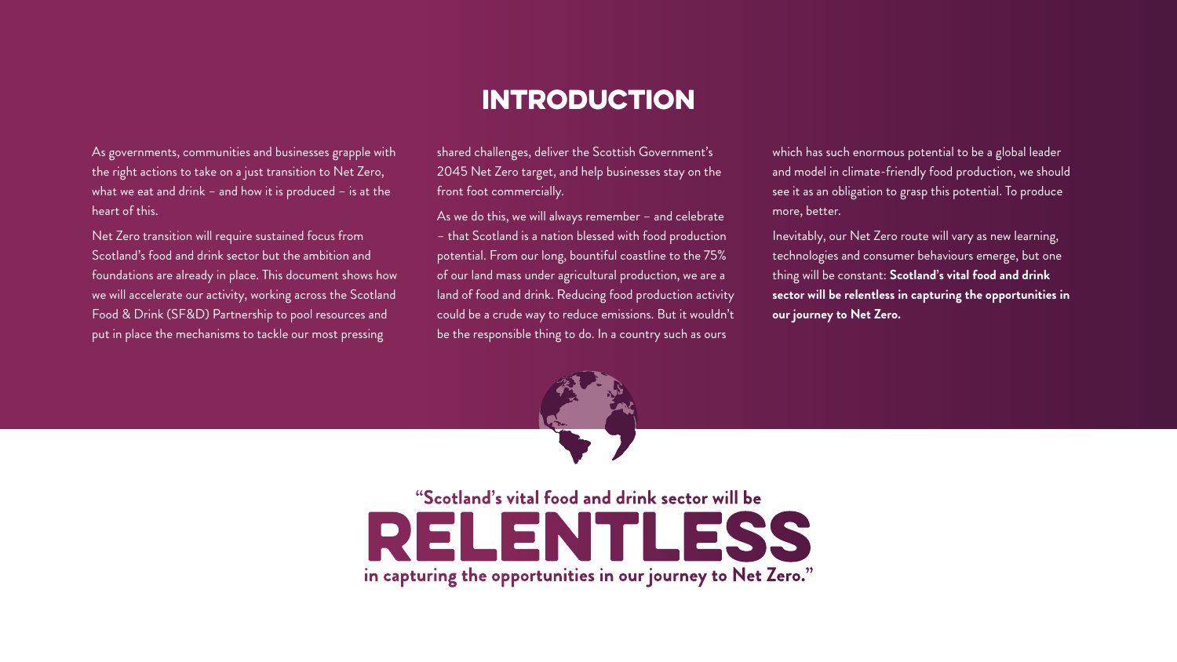# INTRODUCTION

As governments, communities and businesses grapple with the right actions to take on a just transition to Net Zero, what we eat and drink – and how it is produced – is at the heart of this.

Net Zero transition will require sustained focus from Scotland's food and drink sector but the ambition and foundations are already in place. This document shows how we will accelerate our activity, working across the Scotland Food & Drink (SF&D) Partnership to pool resources and put in place the mechanisms to tackle our most pressing shared challenges, deliver the Scottish Government's 2045 Net Zero target, and help businesses stay on the front foot commercially.

As we do this, we will always remember – and celebrate – that Scotland is a nation blessed with food production potential. From our long, bountiful coastline to the 75% of our land mass under agricultural production, we are a land of food and drink. Reducing food production activity could be a crude way to reduce emissions. But it wouldn't be the responsible thing to do. In a country such as ours which has such enormous potential to be a global leader and model in climate-friendly food production, we should see it as an obligation to grasp this potential. To produce more, better.

Inevitably, our Net Zero route will vary as new learning, technologies and consumer behaviours emerge, but one thing will be constant: **Scotland's vital food and drink sector will be relentless in capturing the opportunities in our journey to Net Zero.**

**"Scotland's vital food and drink sector will be RELENTLESS in capturing the opportunities in our journey to Net Zero."**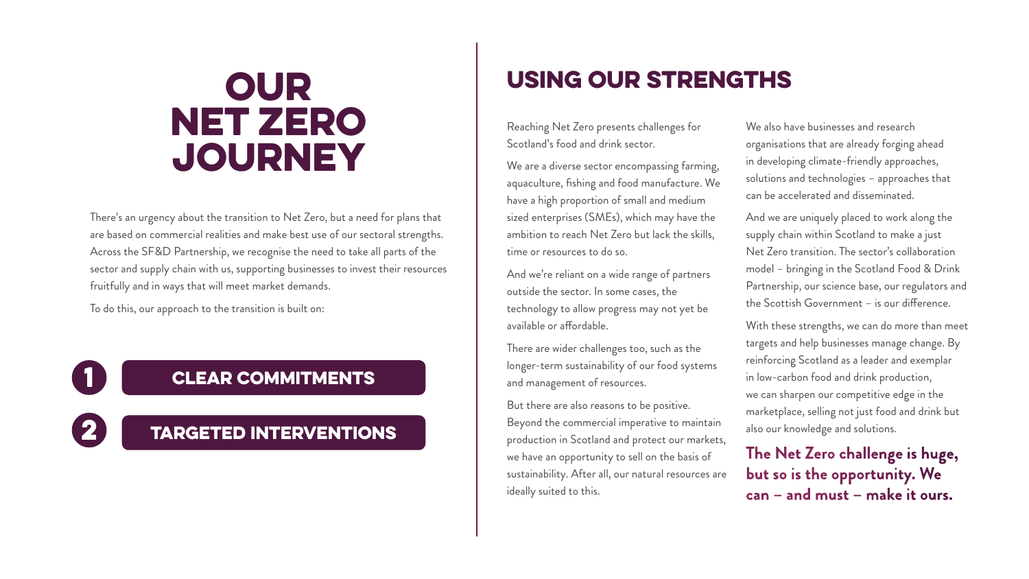# OUR NET ZERO JOURNEY

There's an urgency about the transition to Net Zero, but a need for plans that are based on commercial realities and make best use of our sectoral strengths. Across the SF&D Partnership, we recognise the need to take all parts of the sector and supply chain with us, supporting businesses to invest their resources fruitfully and in ways that will meet market demands.

To do this, our approach to the transition is built on:

1. **CLEAR COMMITMENTS**
2. **TARGETED INTERVENTIONS**

## USING OUR STRENGTHS

Reaching Net Zero presents challenges for Scotland's food and drink sector.

We are a diverse sector encompassing farming, aquaculture, fishing and food manufacture. We have a high proportion of small and medium sized enterprises (SMEs), which may have the ambition to reach Net Zero but lack the skills, time or resources to do so.

And we're reliant on a wide range of partners outside the sector. In some cases, the technology to allow progress may not yet be available or affordable.

There are wider challenges too, such as the longer-term sustainability of our food systems and management of resources.

But there are also reasons to be positive. Beyond the commercial imperative to maintain production in Scotland and protect our markets, we have an opportunity to sell on the basis of sustainability. After all, our natural resources are ideally suited to this.

We also have businesses and research organisations that are already forging ahead in developing climate-friendly approaches, solutions and technologies – approaches that can be accelerated and disseminated.

And we are uniquely placed to work along the supply chain within Scotland to make a just Net Zero transition. The sector's collaboration model – bringing in the Scotland Food & Drink Partnership, our science base, our regulators and the Scottish Government – is our difference.

With these strengths, we can do more than meet targets and help businesses manage change. By reinforcing Scotland as a leader and exemplar in low-carbon food and drink production, we can sharpen our competitive edge in the marketplace, selling not just food and drink but also our knowledge and solutions.

**The Net Zero challenge is huge, but so is the opportunity. We can – and must – make it ours.**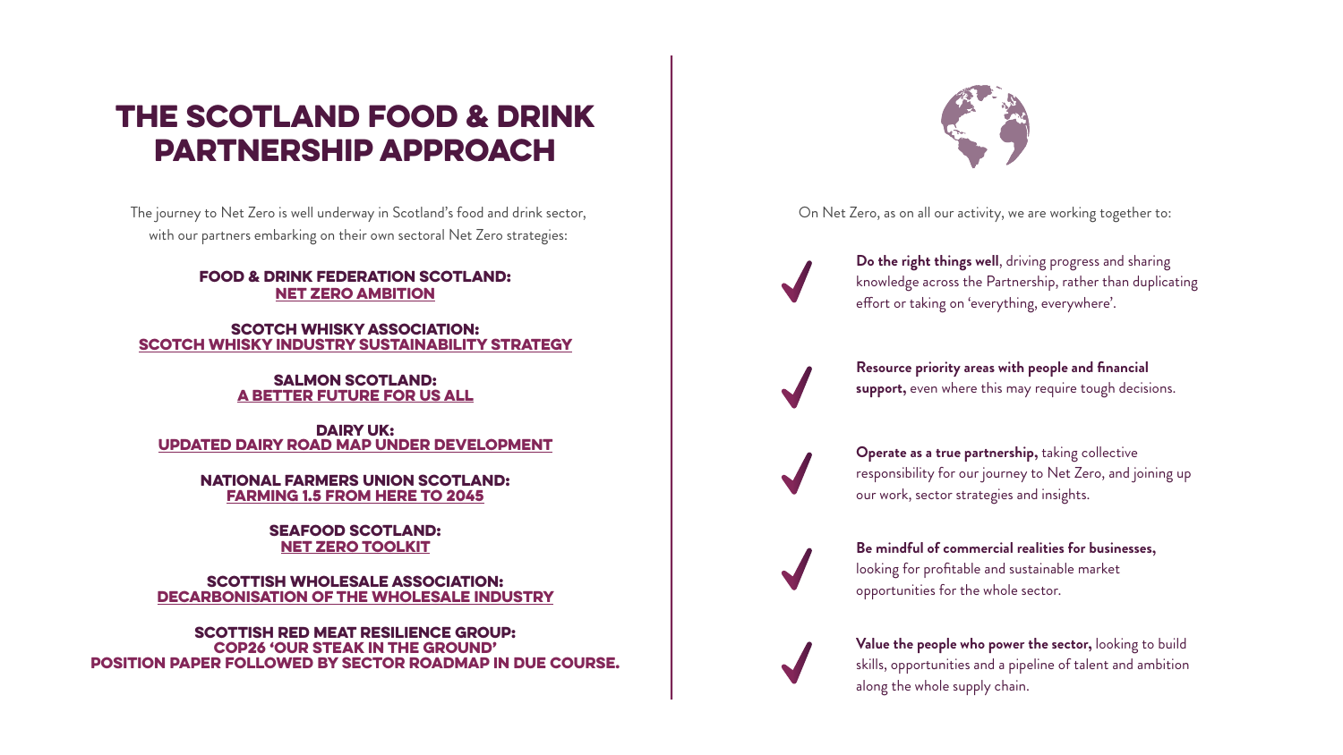# THE SCOTLAND FOOD & DRINK PARTNERSHIP APPROACH

The journey to Net Zero is well underway in Scotland's food and drink sector, with our partners embarking on their own sectoral Net Zero strategies:

**FOOD & DRINK FEDERATION SCOTLAND:**
**NET ZERO AMBITION**

**SCOTCH WHISKY ASSOCIATION:**
**SCOTCH WHISKY INDUSTRY SUSTAINABILITY STRATEGY**

**SALMON SCOTLAND:**
**A BETTER FUTURE FOR US ALL**

**DAIRY UK:**
**UPDATED DAIRY ROAD MAP UNDER DEVELOPMENT**

**NATIONAL FARMERS UNION SCOTLAND:**
**FARMING 1.5 FROM HERE TO 2045**

**SEAFOOD SCOTLAND:**
**NET ZERO TOOLKIT**

**SCOTTISH WHOLESALE ASSOCIATION:**
**DECARBONISATION OF THE WHOLESALE INDUSTRY**

**SCOTTISH RED MEAT RESILIENCE GROUP:**
**COP26 'OUR STEAK IN THE GROUND' POSITION PAPER FOLLOWED BY SECTOR ROADMAP IN DUE COURSE.**

On Net Zero, as on all our activity, we are working together to:

- **Do the right things well**, driving progress and sharing knowledge across the Partnership, rather than duplicating effort or taking on 'everything, everywhere'.
- **Resource priority areas with people and financial support,** even where this may require tough decisions.
- **Operate as a true partnership,** taking collective responsibility for our journey to Net Zero, and joining up our work, sector strategies and insights.
- **Be mindful of commercial realities for businesses,** looking for profitable and sustainable market opportunities for the whole sector.
- **Value the people who power the sector,** looking to build skills, opportunities and a pipeline of talent and ambition along the whole supply chain.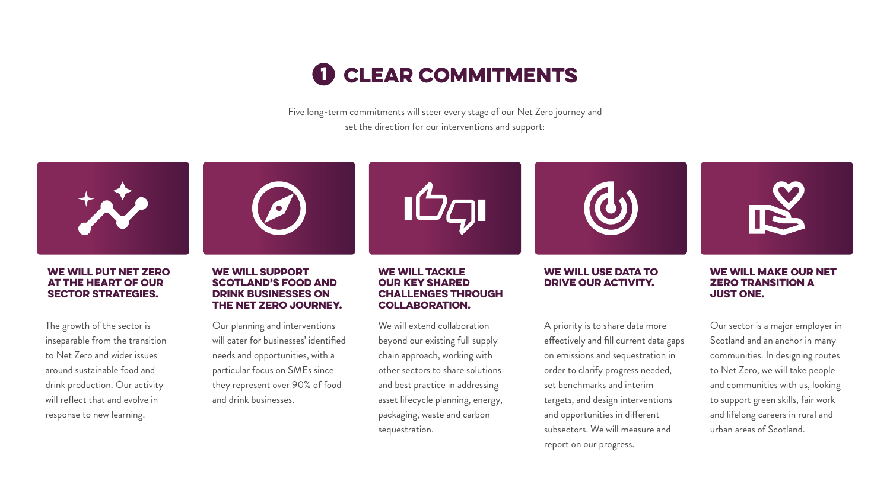# 1 CLEAR COMMITMENTS

Five long-term commitments will steer every stage of our Net Zero journey and set the direction for our interventions and support:

### WE WILL PUT NET ZERO AT THE HEART OF OUR SECTOR STRATEGIES.

The growth of the sector is inseparable from the transition to Net Zero and wider issues around sustainable food and drink production. Our activity will reflect that and evolve in response to new learning.

### WE WILL SUPPORT SCOTLAND'S FOOD AND DRINK BUSINESSES ON THE NET ZERO JOURNEY.

Our planning and interventions will cater for businesses' identified needs and opportunities, with a particular focus on SMEs since they represent over 90% of food and drink businesses.

### WE WILL TACKLE OUR KEY SHARED CHALLENGES THROUGH COLLABORATION.

We will extend collaboration beyond our existing full supply chain approach, working with other sectors to share solutions and best practice in addressing asset lifecycle planning, energy, packaging, waste and carbon sequestration.

### WE WILL USE DATA TO DRIVE OUR ACTIVITY.

A priority is to share data more effectively and fill current data gaps on emissions and sequestration in order to clarify progress needed, set benchmarks and interim targets, and design interventions and opportunities in different subsectors. We will measure and report on our progress.

### WE WILL MAKE OUR NET ZERO TRANSITION A JUST ONE.

Our sector is a major employer in Scotland and an anchor in many communities. In designing routes to Net Zero, we will take people and communities with us, looking to support green skills, fair work and lifelong careers in rural and urban areas of Scotland.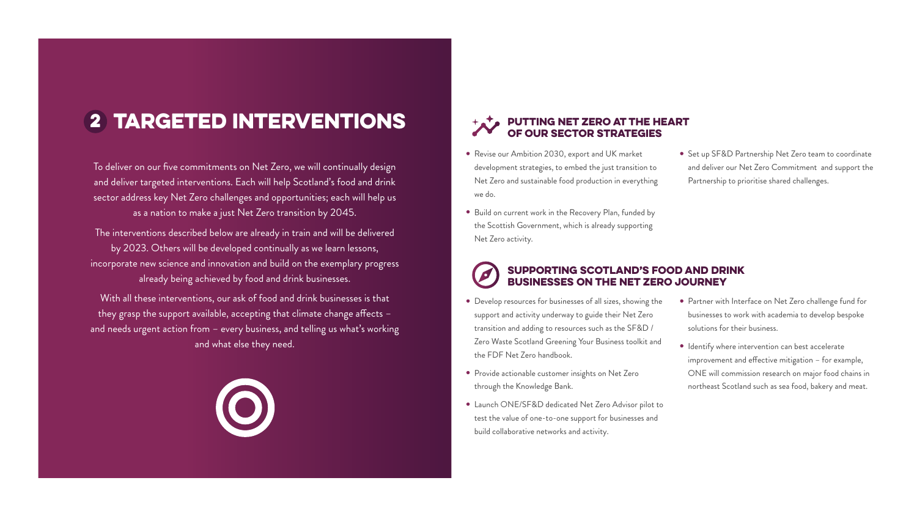# 2 TARGETED INTERVENTIONS

To deliver on our five commitments on Net Zero, we will continually design and deliver targeted interventions. Each will help Scotland's food and drink sector address key Net Zero challenges and opportunities; each will help us as a nation to make a just Net Zero transition by 2045.

The interventions described below are already in train and will be delivered by 2023. Others will be developed continually as we learn lessons, incorporate new science and innovation and build on the exemplary progress already being achieved by food and drink businesses.

With all these interventions, our ask of food and drink businesses is that they grasp the support available, accepting that climate change affects – and needs urgent action from – every business, and telling us what's working and what else they need.

## PUTTING NET ZERO AT THE HEART OF OUR SECTOR STRATEGIES

- Revise our Ambition 2030, export and UK market development strategies, to embed the just transition to Net Zero and sustainable food production in everything we do.
- Build on current work in the Recovery Plan, funded by the Scottish Government, which is already supporting Net Zero activity.
- Set up SF&D Partnership Net Zero team to coordinate and deliver our Net Zero Commitment and support the Partnership to prioritise shared challenges.

## SUPPORTING SCOTLAND'S FOOD AND DRINK BUSINESSES ON THE NET ZERO JOURNEY

- Develop resources for businesses of all sizes, showing the support and activity underway to guide their Net Zero transition and adding to resources such as the SF&D / Zero Waste Scotland Greening Your Business toolkit and the FDF Net Zero handbook.
- Provide actionable customer insights on Net Zero through the Knowledge Bank.
- Launch ONE/SF&D dedicated Net Zero Advisor pilot to test the value of one-to-one support for businesses and build collaborative networks and activity.
- Partner with Interface on Net Zero challenge fund for businesses to work with academia to develop bespoke solutions for their business.
- Identify where intervention can best accelerate improvement and effective mitigation – for example, ONE will commission research on major food chains in northeast Scotland such as sea food, bakery and meat.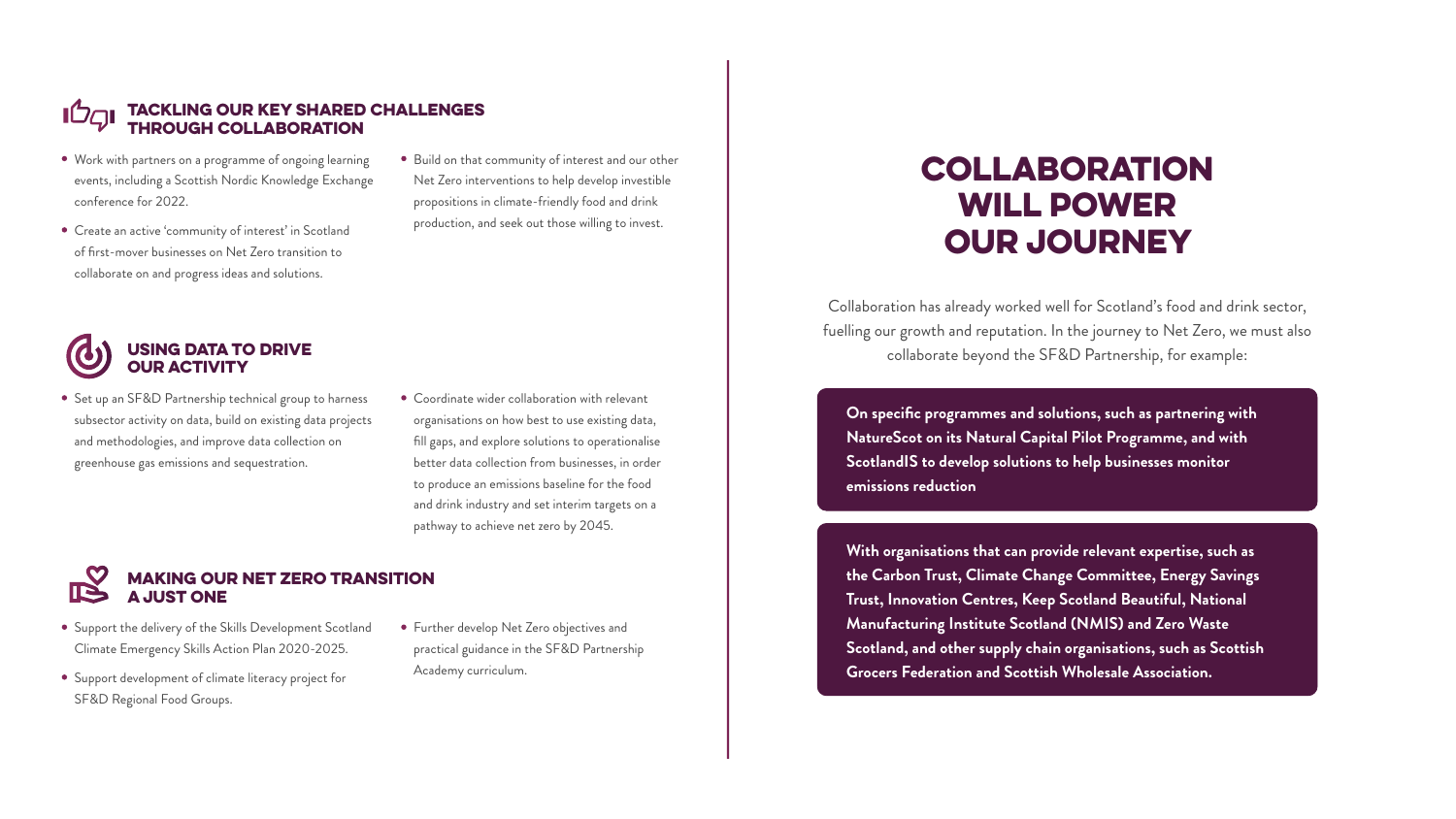## TACKLING OUR KEY SHARED CHALLENGES THROUGH COLLABORATION

- Work with partners on a programme of ongoing learning events, including a Scottish Nordic Knowledge Exchange conference for 2022.
- Create an active 'community of interest' in Scotland of first-mover businesses on Net Zero transition to collaborate on and progress ideas and solutions.
- Build on that community of interest and our other Net Zero interventions to help develop investible propositions in climate-friendly food and drink production, and seek out those willing to invest.

## USING DATA TO DRIVE OUR ACTIVITY

- Set up an SF&D Partnership technical group to harness subsector activity on data, build on existing data projects and methodologies, and improve data collection on greenhouse gas emissions and sequestration.
- Coordinate wider collaboration with relevant organisations on how best to use existing data, fill gaps, and explore solutions to operationalise better data collection from businesses, in order to produce an emissions baseline for the food and drink industry and set interim targets on a pathway to achieve net zero by 2045.

## MAKING OUR NET ZERO TRANSITION A JUST ONE

- Support the delivery of the Skills Development Scotland Climate Emergency Skills Action Plan 2020-2025.
- Support development of climate literacy project for SF&D Regional Food Groups.
- Further develop Net Zero objectives and practical guidance in the SF&D Partnership Academy curriculum.

# COLLABORATION WILL POWER OUR JOURNEY

Collaboration has already worked well for Scotland's food and drink sector, fuelling our growth and reputation. In the journey to Net Zero, we must also collaborate beyond the SF&D Partnership, for example:

**On specific programmes and solutions, such as partnering with NatureScot on its Natural Capital Pilot Programme, and with ScotlandIS to develop solutions to help businesses monitor emissions reduction**

**With organisations that can provide relevant expertise, such as the Carbon Trust, Climate Change Committee, Energy Savings Trust, Innovation Centres, Keep Scotland Beautiful, National Manufacturing Institute Scotland (NMIS) and Zero Waste Scotland, and other supply chain organisations, such as Scottish Grocers Federation and Scottish Wholesale Association.**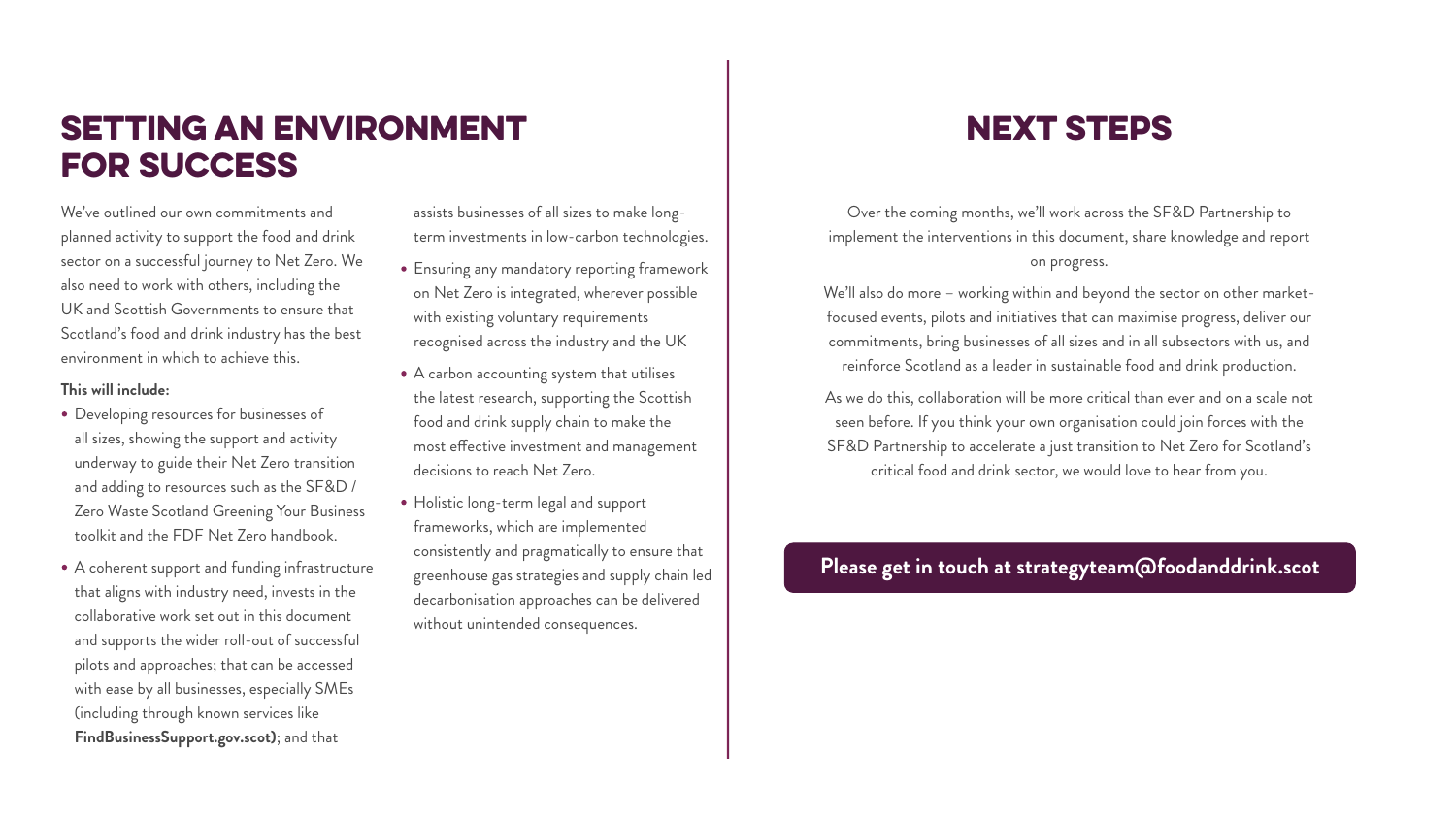# SETTING AN ENVIRONMENT FOR SUCCESS

We've outlined our own commitments and planned activity to support the food and drink sector on a successful journey to Net Zero. We also need to work with others, including the UK and Scottish Governments to ensure that Scotland's food and drink industry has the best environment in which to achieve this.

**This will include:**

- Developing resources for businesses of all sizes, showing the support and activity underway to guide their Net Zero transition and adding to resources such as the SF&D / Zero Waste Scotland Greening Your Business toolkit and the FDF Net Zero handbook.
- A coherent support and funding infrastructure that aligns with industry need, invests in the collaborative work set out in this document and supports the wider roll-out of successful pilots and approaches; that can be accessed with ease by all businesses, especially SMEs (including through known services like **FindBusinessSupport.gov.scot)**; and that assists businesses of all sizes to make long-term investments in low-carbon technologies.
- Ensuring any mandatory reporting framework on Net Zero is integrated, wherever possible with existing voluntary requirements recognised across the industry and the UK
- A carbon accounting system that utilises the latest research, supporting the Scottish food and drink supply chain to make the most effective investment and management decisions to reach Net Zero.
- Holistic long-term legal and support frameworks, which are implemented consistently and pragmatically to ensure that greenhouse gas strategies and supply chain led decarbonisation approaches can be delivered without unintended consequences.

# NEXT STEPS

Over the coming months, we'll work across the SF&D Partnership to implement the interventions in this document, share knowledge and report on progress.

We'll also do more – working within and beyond the sector on other market-focused events, pilots and initiatives that can maximise progress, deliver our commitments, bring businesses of all sizes and in all subsectors with us, and reinforce Scotland as a leader in sustainable food and drink production.

As we do this, collaboration will be more critical than ever and on a scale not seen before. If you think your own organisation could join forces with the SF&D Partnership to accelerate a just transition to Net Zero for Scotland's critical food and drink sector, we would love to hear from you.

**Please get in touch at strategyteam@foodanddrink.scot**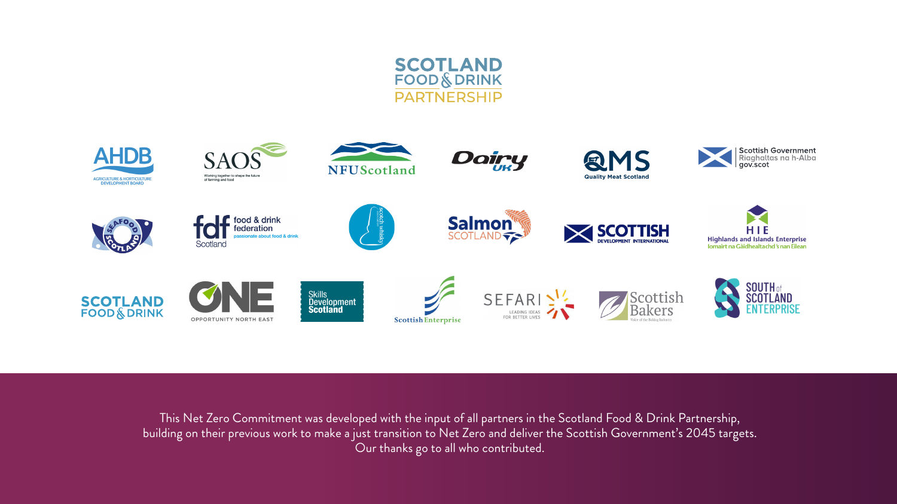SCOTLAND FOOD & DRINK PARTNERSHIP

This Net Zero Commitment was developed with the input of all partners in the Scotland Food & Drink Partnership, building on their previous work to make a just transition to Net Zero and deliver the Scottish Government's 2045 targets. Our thanks go to all who contributed.